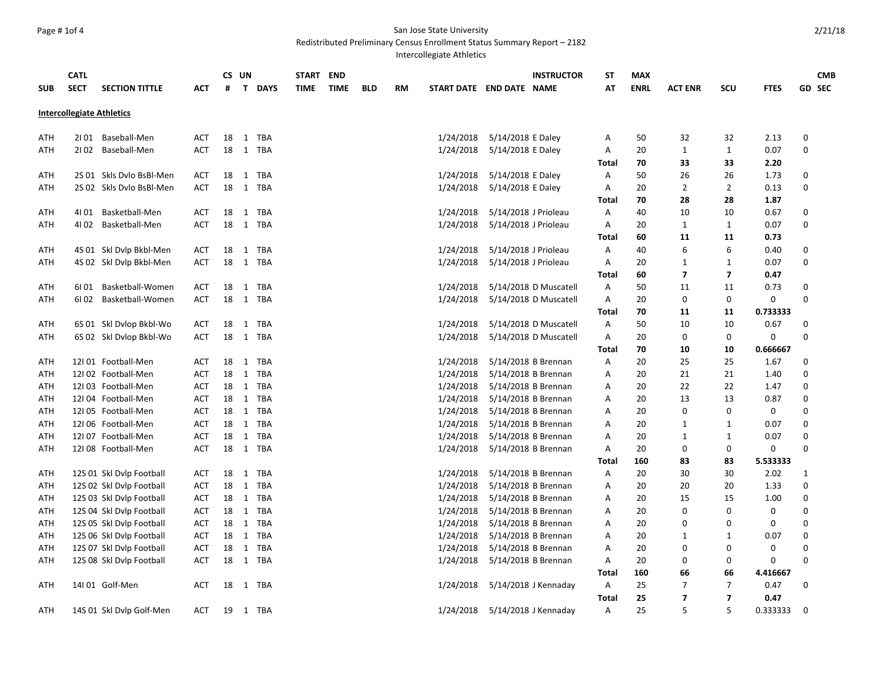San Jose State University
Redistributed Preliminary Census Enrollment Status Summary Report – 2182
Intercollegiate Athletics

| SUB | CATL SECT | SECTION TITTLE | ACT | CS # | UN T | DAYS | START TIME | END TIME | BLD | RM | START DATE | END DATE | INSTRUCTOR NAME | ST AT | MAX ENRL | ACT ENR | SCU | FTES | GD | CMB SEC |
|---|---|---|---|---|---|---|---|---|---|---|---|---|---|---|---|---|---|---|---|---|
| **Intercollegiate Athletics** | | | | | | | | | | | | | | | | | | | | |
| ATH | 2I 01 | Baseball-Men | ACT | 18 | 1 | TBA | | | | | 1/24/2018 | 5/14/2018 | E Daley | A | 50 | 32 | 32 | 2.13 | 0 | |
| ATH | 2I 02 | Baseball-Men | ACT | 18 | 1 | TBA | | | | | 1/24/2018 | 5/14/2018 | E Daley | A | 20 | 1 | 1 | 0.07 | 0 | |
| | | | | | | | | | | | | | | **Total** | **70** | **33** | **33** | **2.20** | | |
| ATH | 2S 01 | Skls Dvlo BsBl-Men | ACT | 18 | 1 | TBA | | | | | 1/24/2018 | 5/14/2018 | E Daley | A | 50 | 26 | 26 | 1.73 | 0 | |
| ATH | 2S 02 | Skls Dvlo BsBl-Men | ACT | 18 | 1 | TBA | | | | | 1/24/2018 | 5/14/2018 | E Daley | A | 20 | 2 | 2 | 0.13 | 0 | |
| | | | | | | | | | | | | | | **Total** | **70** | **28** | **28** | **1.87** | | |
| ATH | 4I 01 | Basketball-Men | ACT | 18 | 1 | TBA | | | | | 1/24/2018 | 5/14/2018 | J Prioleau | A | 40 | 10 | 10 | 0.67 | 0 | |
| ATH | 4I 02 | Basketball-Men | ACT | 18 | 1 | TBA | | | | | 1/24/2018 | 5/14/2018 | J Prioleau | A | 20 | 1 | 1 | 0.07 | 0 | |
| | | | | | | | | | | | | | | **Total** | **60** | **11** | **11** | **0.73** | | |
| ATH | 4S 01 | Skl Dvlp Bkbl-Men | ACT | 18 | 1 | TBA | | | | | 1/24/2018 | 5/14/2018 | J Prioleau | A | 40 | 6 | 6 | 0.40 | 0 | |
| ATH | 4S 02 | Skl Dvlp Bkbl-Men | ACT | 18 | 1 | TBA | | | | | 1/24/2018 | 5/14/2018 | J Prioleau | A | 20 | 1 | 1 | 0.07 | 0 | |
| | | | | | | | | | | | | | | **Total** | **60** | **7** | **7** | **0.47** | | |
| ATH | 6I 01 | Basketball-Women | ACT | 18 | 1 | TBA | | | | | 1/24/2018 | 5/14/2018 | D Muscatell | A | 50 | 11 | 11 | 0.73 | 0 | |
| ATH | 6I 02 | Basketball-Women | ACT | 18 | 1 | TBA | | | | | 1/24/2018 | 5/14/2018 | D Muscatell | A | 20 | 0 | 0 | 0 | 0 | |
| | | | | | | | | | | | | | | **Total** | **70** | **11** | **11** | **0.733333** | | |
| ATH | 6S 01 | Skl Dvlop Bkbl-Wo | ACT | 18 | 1 | TBA | | | | | 1/24/2018 | 5/14/2018 | D Muscatell | A | 50 | 10 | 10 | 0.67 | 0 | |
| ATH | 6S 02 | Skl Dvlop Bkbl-Wo | ACT | 18 | 1 | TBA | | | | | 1/24/2018 | 5/14/2018 | D Muscatell | A | 20 | 0 | 0 | 0 | 0 | |
| | | | | | | | | | | | | | | **Total** | **70** | **10** | **10** | **0.666667** | | |
| ATH | 12I 01 | Football-Men | ACT | 18 | 1 | TBA | | | | | 1/24/2018 | 5/14/2018 | B Brennan | A | 20 | 25 | 25 | 1.67 | 0 | |
| ATH | 12I 02 | Football-Men | ACT | 18 | 1 | TBA | | | | | 1/24/2018 | 5/14/2018 | B Brennan | A | 20 | 21 | 21 | 1.40 | 0 | |
| ATH | 12I 03 | Football-Men | ACT | 18 | 1 | TBA | | | | | 1/24/2018 | 5/14/2018 | B Brennan | A | 20 | 22 | 22 | 1.47 | 0 | |
| ATH | 12I 04 | Football-Men | ACT | 18 | 1 | TBA | | | | | 1/24/2018 | 5/14/2018 | B Brennan | A | 20 | 13 | 13 | 0.87 | 0 | |
| ATH | 12I 05 | Football-Men | ACT | 18 | 1 | TBA | | | | | 1/24/2018 | 5/14/2018 | B Brennan | A | 20 | 0 | 0 | 0 | 0 | |
| ATH | 12I 06 | Football-Men | ACT | 18 | 1 | TBA | | | | | 1/24/2018 | 5/14/2018 | B Brennan | A | 20 | 1 | 1 | 0.07 | 0 | |
| ATH | 12I 07 | Football-Men | ACT | 18 | 1 | TBA | | | | | 1/24/2018 | 5/14/2018 | B Brennan | A | 20 | 1 | 1 | 0.07 | 0 | |
| ATH | 12I 08 | Football-Men | ACT | 18 | 1 | TBA | | | | | 1/24/2018 | 5/14/2018 | B Brennan | A | 20 | 0 | 0 | 0 | 0 | |
| | | | | | | | | | | | | | | **Total** | **160** | **83** | **83** | **5.533333** | | |
| ATH | 12S 01 | Skl Dvlp Football | ACT | 18 | 1 | TBA | | | | | 1/24/2018 | 5/14/2018 | B Brennan | A | 20 | 30 | 30 | 2.02 | 1 | |
| ATH | 12S 02 | Skl Dvlp Football | ACT | 18 | 1 | TBA | | | | | 1/24/2018 | 5/14/2018 | B Brennan | A | 20 | 20 | 20 | 1.33 | 0 | |
| ATH | 12S 03 | Skl Dvlp Football | ACT | 18 | 1 | TBA | | | | | 1/24/2018 | 5/14/2018 | B Brennan | A | 20 | 15 | 15 | 1.00 | 0 | |
| ATH | 12S 04 | Skl Dvlp Football | ACT | 18 | 1 | TBA | | | | | 1/24/2018 | 5/14/2018 | B Brennan | A | 20 | 0 | 0 | 0 | 0 | |
| ATH | 12S 05 | Skl Dvlp Football | ACT | 18 | 1 | TBA | | | | | 1/24/2018 | 5/14/2018 | B Brennan | A | 20 | 0 | 0 | 0 | 0 | |
| ATH | 12S 06 | Skl Dvlp Football | ACT | 18 | 1 | TBA | | | | | 1/24/2018 | 5/14/2018 | B Brennan | A | 20 | 1 | 1 | 0.07 | 0 | |
| ATH | 12S 07 | Skl Dvlp Football | ACT | 18 | 1 | TBA | | | | | 1/24/2018 | 5/14/2018 | B Brennan | A | 20 | 0 | 0 | 0 | 0 | |
| ATH | 12S 08 | Skl Dvlp Football | ACT | 18 | 1 | TBA | | | | | 1/24/2018 | 5/14/2018 | B Brennan | A | 20 | 0 | 0 | 0 | 0 | |
| | | | | | | | | | | | | | | **Total** | **160** | **66** | **66** | **4.416667** | | |
| ATH | 14I 01 | Golf-Men | ACT | 18 | 1 | TBA | | | | | 1/24/2018 | 5/14/2018 | J Kennaday | A | 25 | 7 | 7 | 0.47 | 0 | |
| | | | | | | | | | | | | | | **Total** | **25** | **7** | **7** | **0.47** | | |
| ATH | 14S 01 | Skl Dvlp Golf-Men | ACT | 19 | 1 | TBA | | | | | 1/24/2018 | 5/14/2018 | J Kennaday | A | 25 | 5 | 5 | 0.333333 | 0 | |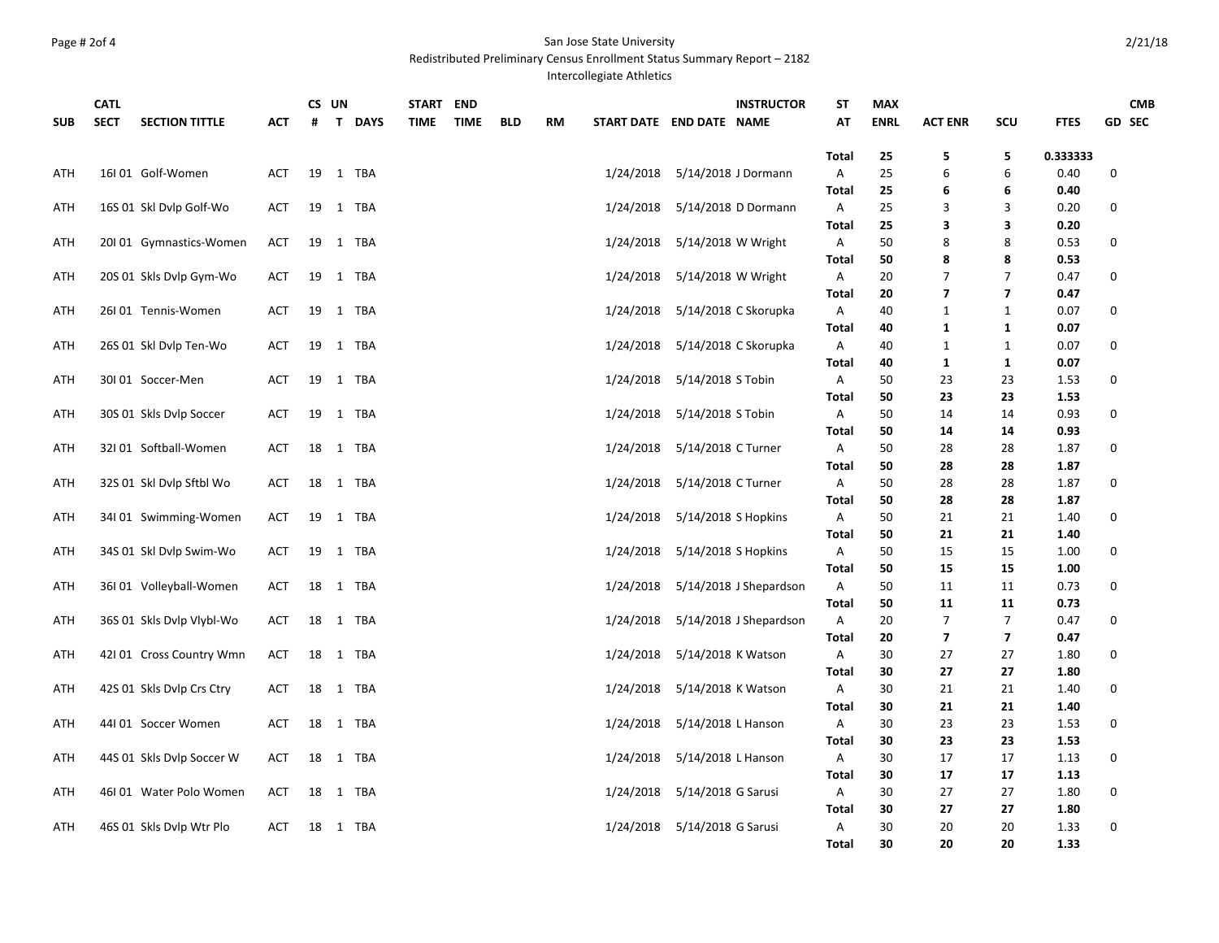San Jose State University
Redistributed Preliminary Census Enrollment Status Summary Report – 2182
Intercollegiate Athletics

| SUB | CATL SECT | SECTION TITTLE | ACT | CS # | UN T | DAYS | START TIME | END TIME | BLD | RM | START DATE | END DATE | INSTRUCTOR NAME | ST AT | MAX ENRL | ACT ENR | SCU | FTES | GD | CMB SEC |
|---|---|---|---|---|---|---|---|---|---|---|---|---|---|---|---|---|---|---|---|---|
| | | | | | | | | | | | | | | **Total** | **25** | **5** | **5** | **0.333333** | | |
| ATH | 16I 01 | Golf-Women | ACT | 19 | 1 | TBA | | | | | 1/24/2018 | 5/14/2018 | J Dormann | A | 25 | 6 | 6 | 0.40 | 0 | |
| | | | | | | | | | | | | | | **Total** | **25** | **6** | **6** | **0.40** | | |
| ATH | 16S 01 | Skl Dvlp Golf-Wo | ACT | 19 | 1 | TBA | | | | | 1/24/2018 | 5/14/2018 | D Dormann | A | 25 | 3 | 3 | 0.20 | 0 | |
| | | | | | | | | | | | | | | **Total** | **25** | **3** | **3** | **0.20** | | |
| ATH | 20I 01 | Gymnastics-Women | ACT | 19 | 1 | TBA | | | | | 1/24/2018 | 5/14/2018 | W Wright | A | 50 | 8 | 8 | 0.53 | 0 | |
| | | | | | | | | | | | | | | **Total** | **50** | **8** | **8** | **0.53** | | |
| ATH | 20S 01 | Skls Dvlp Gym-Wo | ACT | 19 | 1 | TBA | | | | | 1/24/2018 | 5/14/2018 | W Wright | A | 20 | 7 | 7 | 0.47 | 0 | |
| | | | | | | | | | | | | | | **Total** | **20** | **7** | **7** | **0.47** | | |
| ATH | 26I 01 | Tennis-Women | ACT | 19 | 1 | TBA | | | | | 1/24/2018 | 5/14/2018 | C Skorupka | A | 40 | 1 | 1 | 0.07 | 0 | |
| | | | | | | | | | | | | | | **Total** | **40** | **1** | **1** | **0.07** | | |
| ATH | 26S 01 | Skl Dvlp Ten-Wo | ACT | 19 | 1 | TBA | | | | | 1/24/2018 | 5/14/2018 | C Skorupka | A | 40 | 1 | 1 | 0.07 | 0 | |
| | | | | | | | | | | | | | | **Total** | **40** | **1** | **1** | **0.07** | | |
| ATH | 30I 01 | Soccer-Men | ACT | 19 | 1 | TBA | | | | | 1/24/2018 | 5/14/2018 | S Tobin | A | 50 | 23 | 23 | 1.53 | 0 | |
| | | | | | | | | | | | | | | **Total** | **50** | **23** | **23** | **1.53** | | |
| ATH | 30S 01 | Skls Dvlp Soccer | ACT | 19 | 1 | TBA | | | | | 1/24/2018 | 5/14/2018 | S Tobin | A | 50 | 14 | 14 | 0.93 | 0 | |
| | | | | | | | | | | | | | | **Total** | **50** | **14** | **14** | **0.93** | | |
| ATH | 32I 01 | Softball-Women | ACT | 18 | 1 | TBA | | | | | 1/24/2018 | 5/14/2018 | C Turner | A | 50 | 28 | 28 | 1.87 | 0 | |
| | | | | | | | | | | | | | | **Total** | **50** | **28** | **28** | **1.87** | | |
| ATH | 32S 01 | Skl Dvlp Sftbl Wo | ACT | 18 | 1 | TBA | | | | | 1/24/2018 | 5/14/2018 | C Turner | A | 50 | 28 | 28 | 1.87 | 0 | |
| | | | | | | | | | | | | | | **Total** | **50** | **28** | **28** | **1.87** | | |
| ATH | 34I 01 | Swimming-Women | ACT | 19 | 1 | TBA | | | | | 1/24/2018 | 5/14/2018 | S Hopkins | A | 50 | 21 | 21 | 1.40 | 0 | |
| | | | | | | | | | | | | | | **Total** | **50** | **21** | **21** | **1.40** | | |
| ATH | 34S 01 | Skl Dvlp Swim-Wo | ACT | 19 | 1 | TBA | | | | | 1/24/2018 | 5/14/2018 | S Hopkins | A | 50 | 15 | 15 | 1.00 | 0 | |
| | | | | | | | | | | | | | | **Total** | **50** | **15** | **15** | **1.00** | | |
| ATH | 36I 01 | Volleyball-Women | ACT | 18 | 1 | TBA | | | | | 1/24/2018 | 5/14/2018 | J Shepardson | A | 50 | 11 | 11 | 0.73 | 0 | |
| | | | | | | | | | | | | | | **Total** | **50** | **11** | **11** | **0.73** | | |
| ATH | 36S 01 | Skls Dvlp Vlybl-Wo | ACT | 18 | 1 | TBA | | | | | 1/24/2018 | 5/14/2018 | J Shepardson | A | 20 | 7 | 7 | 0.47 | 0 | |
| | | | | | | | | | | | | | | **Total** | **20** | **7** | **7** | **0.47** | | |
| ATH | 42I 01 | Cross Country Wmn | ACT | 18 | 1 | TBA | | | | | 1/24/2018 | 5/14/2018 | K Watson | A | 30 | 27 | 27 | 1.80 | 0 | |
| | | | | | | | | | | | | | | **Total** | **30** | **27** | **27** | **1.80** | | |
| ATH | 42S 01 | Skls Dvlp Crs Ctry | ACT | 18 | 1 | TBA | | | | | 1/24/2018 | 5/14/2018 | K Watson | A | 30 | 21 | 21 | 1.40 | 0 | |
| | | | | | | | | | | | | | | **Total** | **30** | **21** | **21** | **1.40** | | |
| ATH | 44I 01 | Soccer Women | ACT | 18 | 1 | TBA | | | | | 1/24/2018 | 5/14/2018 | L Hanson | A | 30 | 23 | 23 | 1.53 | 0 | |
| | | | | | | | | | | | | | | **Total** | **30** | **23** | **23** | **1.53** | | |
| ATH | 44S 01 | Skls Dvlp Soccer W | ACT | 18 | 1 | TBA | | | | | 1/24/2018 | 5/14/2018 | L Hanson | A | 30 | 17 | 17 | 1.13 | 0 | |
| | | | | | | | | | | | | | | **Total** | **30** | **17** | **17** | **1.13** | | |
| ATH | 46I 01 | Water Polo Women | ACT | 18 | 1 | TBA | | | | | 1/24/2018 | 5/14/2018 | G Sarusi | A | 30 | 27 | 27 | 1.80 | 0 | |
| | | | | | | | | | | | | | | **Total** | **30** | **27** | **27** | **1.80** | | |
| ATH | 46S 01 | Skls Dvlp Wtr Plo | ACT | 18 | 1 | TBA | | | | | 1/24/2018 | 5/14/2018 | G Sarusi | A | 30 | 20 | 20 | 1.33 | 0 | |
| | | | | | | | | | | | | | | **Total** | **30** | **20** | **20** | **1.33** | | |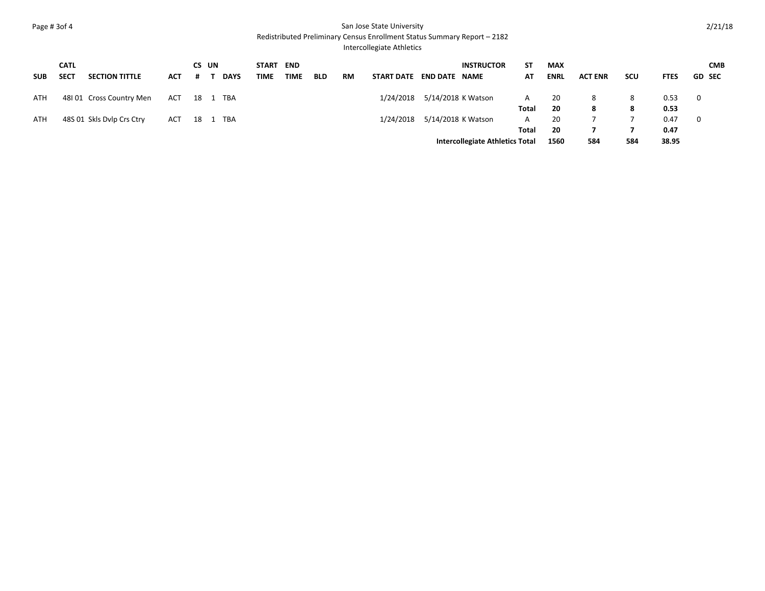San Jose State University
Redistributed Preliminary Census Enrollment Status Summary Report – 2182
Intercollegiate Athletics

| SUB | CATL SECT | SECTION TITTLE | ACT | CS # | UN T | DAYS | START TIME | END TIME | BLD | RM | START DATE | END DATE | INSTRUCTOR NAME | ST AT | MAX ENRL | ACT ENR | SCU | FTES | GD | CMB SEC |
|---|---|---|---|---|---|---|---|---|---|---|---|---|---|---|---|---|---|---|---|---|
| ATH | 48I 01 | Cross Country Men | ACT | 18 | 1 | TBA | | | | | 1/24/2018 | 5/14/2018 | K Watson | A | 20 | 8 | 8 | 0.53 | 0 | |
| | | | | | | | | | | | | | | **Total** | **20** | **8** | **8** | **0.53** | | |
| ATH | 48S 01 | Skls Dvlp Crs Ctry | ACT | 18 | 1 | TBA | | | | | 1/24/2018 | 5/14/2018 | K Watson | A | 20 | 7 | 7 | 0.47 | 0 | |
| | | | | | | | | | | | | | | **Total** | **20** | **7** | **7** | **0.47** | | |
| | | | | | | | | | | | | | **Intercollegiate Athletics Total** | | **1560** | **584** | **584** | **38.95** | | |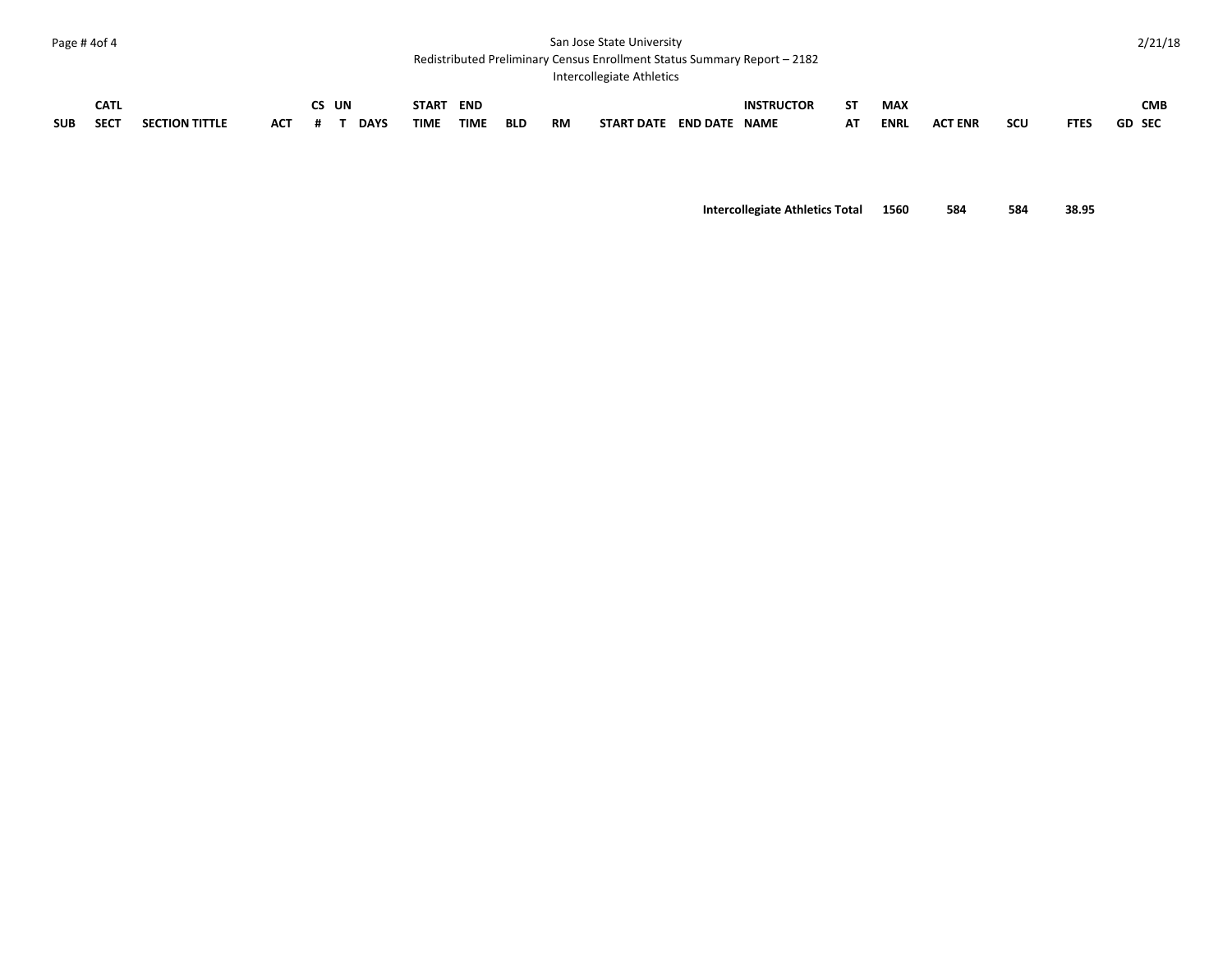# San Jose State University

## Redistributed Preliminary Census Enrollment Status Summary Report – 2182

### Intercollegiate Athletics

| SUB | CATL SECT | SECTION TITTLE | ACT | CS # | UN T | DAYS | START TIME | END TIME | BLD | RM | START DATE | END DATE | INSTRUCTOR NAME | ST AT | MAX ENRL | ACT ENR | SCU | FTES | GD | CMB SEC |
|---|---|---|---|---|---|---|---|---|---|---|---|---|---|---|---|---|---|---|---|---|
| | | | | | | | | | | | | | **Intercollegiate Athletics Total** | | **1560** | **584** | **584** | **38.95** | | |